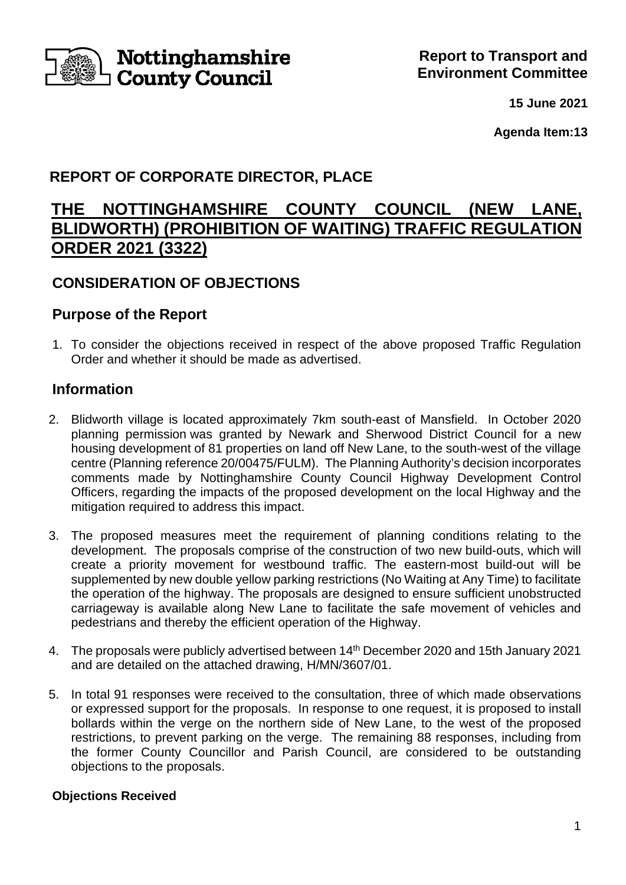Nottinghamshire County Council

**Report to Transport and Environment Committee**

**15 June 2021**

**Agenda Item:13**

## REPORT OF CORPORATE DIRECTOR, PLACE

# THE NOTTINGHAMSHIRE COUNTY COUNCIL (NEW LANE, BLIDWORTH) (PROHIBITION OF WAITING) TRAFFIC REGULATION ORDER 2021 (3322)

## CONSIDERATION OF OBJECTIONS

## Purpose of the Report

1. To consider the objections received in respect of the above proposed Traffic Regulation Order and whether it should be made as advertised.

## Information

2. Blidworth village is located approximately 7km south-east of Mansfield. In October 2020 planning permission was granted by Newark and Sherwood District Council for a new housing development of 81 properties on land off New Lane, to the south-west of the village centre (Planning reference 20/00475/FULM). The Planning Authority's decision incorporates comments made by Nottinghamshire County Council Highway Development Control Officers, regarding the impacts of the proposed development on the local Highway and the mitigation required to address this impact.

3. The proposed measures meet the requirement of planning conditions relating to the development. The proposals comprise of the construction of two new build-outs, which will create a priority movement for westbound traffic. The eastern-most build-out will be supplemented by new double yellow parking restrictions (No Waiting at Any Time) to facilitate the operation of the highway. The proposals are designed to ensure sufficient unobstructed carriageway is available along New Lane to facilitate the safe movement of vehicles and pedestrians and thereby the efficient operation of the Highway.

4. The proposals were publicly advertised between 14th December 2020 and 15th January 2021 and are detailed on the attached drawing, H/MN/3607/01.

5. In total 91 responses were received to the consultation, three of which made observations or expressed support for the proposals. In response to one request, it is proposed to install bollards within the verge on the northern side of New Lane, to the west of the proposed restrictions, to prevent parking on the verge. The remaining 88 responses, including from the former County Councillor and Parish Council, are considered to be outstanding objections to the proposals.

### Objections Received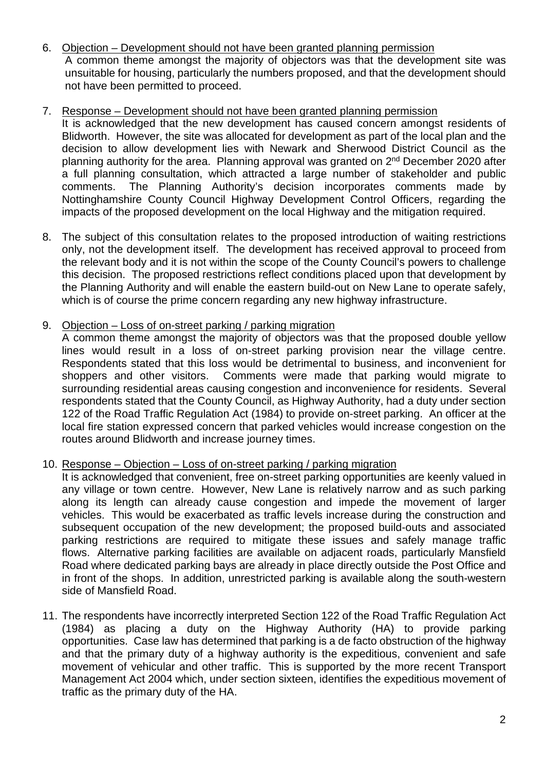6. <u>Objection – Development should not have been granted planning permission</u>
   A common theme amongst the majority of objectors was that the development site was unsuitable for housing, particularly the numbers proposed, and that the development should not have been permitted to proceed.

7. <u>Response – Development should not have been granted planning permission</u>
   It is acknowledged that the new development has caused concern amongst residents of Blidworth. However, the site was allocated for development as part of the local plan and the decision to allow development lies with Newark and Sherwood District Council as the planning authority for the area. Planning approval was granted on 2nd December 2020 after a full planning consultation, which attracted a large number of stakeholder and public comments. The Planning Authority's decision incorporates comments made by Nottinghamshire County Council Highway Development Control Officers, regarding the impacts of the proposed development on the local Highway and the mitigation required.

8. The subject of this consultation relates to the proposed introduction of waiting restrictions only, not the development itself. The development has received approval to proceed from the relevant body and it is not within the scope of the County Council's powers to challenge this decision. The proposed restrictions reflect conditions placed upon that development by the Planning Authority and will enable the eastern build-out on New Lane to operate safely, which is of course the prime concern regarding any new highway infrastructure.

9. <u>Objection – Loss of on-street parking / parking migration</u>
   A common theme amongst the majority of objectors was that the proposed double yellow lines would result in a loss of on-street parking provision near the village centre. Respondents stated that this loss would be detrimental to business, and inconvenient for shoppers and other visitors. Comments were made that parking would migrate to surrounding residential areas causing congestion and inconvenience for residents. Several respondents stated that the County Council, as Highway Authority, had a duty under section 122 of the Road Traffic Regulation Act (1984) to provide on-street parking. An officer at the local fire station expressed concern that parked vehicles would increase congestion on the routes around Blidworth and increase journey times.

10. <u>Response – Objection – Loss of on-street parking / parking migration</u>
    It is acknowledged that convenient, free on-street parking opportunities are keenly valued in any village or town centre. However, New Lane is relatively narrow and as such parking along its length can already cause congestion and impede the movement of larger vehicles. This would be exacerbated as traffic levels increase during the construction and subsequent occupation of the new development; the proposed build-outs and associated parking restrictions are required to mitigate these issues and safely manage traffic flows. Alternative parking facilities are available on adjacent roads, particularly Mansfield Road where dedicated parking bays are already in place directly outside the Post Office and in front of the shops. In addition, unrestricted parking is available along the south-western side of Mansfield Road.

11. The respondents have incorrectly interpreted Section 122 of the Road Traffic Regulation Act (1984) as placing a duty on the Highway Authority (HA) to provide parking opportunities. Case law has determined that parking is a de facto obstruction of the highway and that the primary duty of a highway authority is the expeditious, convenient and safe movement of vehicular and other traffic. This is supported by the more recent Transport Management Act 2004 which, under section sixteen, identifies the expeditious movement of traffic as the primary duty of the HA.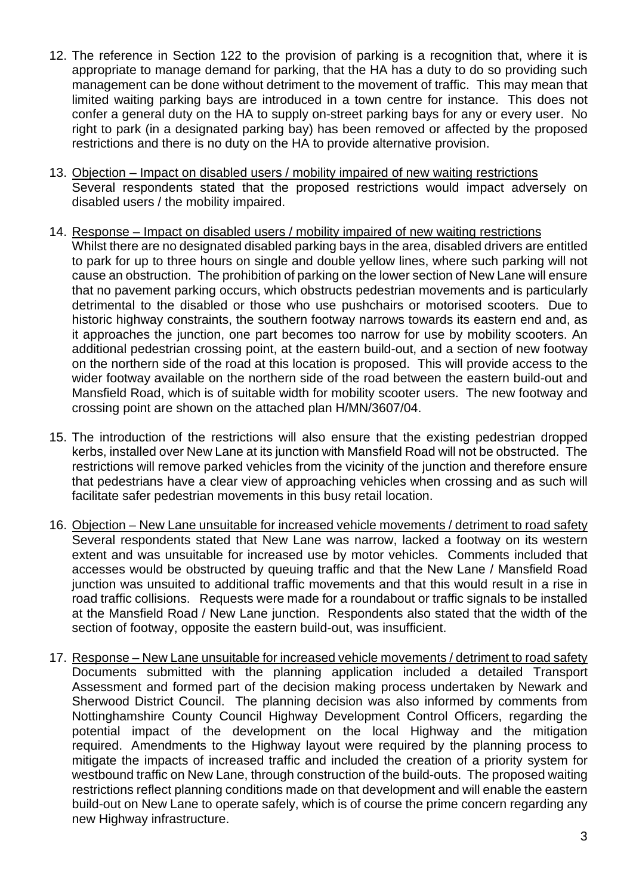12. The reference in Section 122 to the provision of parking is a recognition that, where it is appropriate to manage demand for parking, that the HA has a duty to do so providing such management can be done without detriment to the movement of traffic. This may mean that limited waiting parking bays are introduced in a town centre for instance. This does not confer a general duty on the HA to supply on-street parking bays for any or every user. No right to park (in a designated parking bay) has been removed or affected by the proposed restrictions and there is no duty on the HA to provide alternative provision.

13. Objection – Impact on disabled users / mobility impaired of new waiting restrictions
Several respondents stated that the proposed restrictions would impact adversely on disabled users / the mobility impaired.

14. Response – Impact on disabled users / mobility impaired of new waiting restrictions
Whilst there are no designated disabled parking bays in the area, disabled drivers are entitled to park for up to three hours on single and double yellow lines, where such parking will not cause an obstruction. The prohibition of parking on the lower section of New Lane will ensure that no pavement parking occurs, which obstructs pedestrian movements and is particularly detrimental to the disabled or those who use pushchairs or motorised scooters. Due to historic highway constraints, the southern footway narrows towards its eastern end and, as it approaches the junction, one part becomes too narrow for use by mobility scooters. An additional pedestrian crossing point, at the eastern build-out, and a section of new footway on the northern side of the road at this location is proposed. This will provide access to the wider footway available on the northern side of the road between the eastern build-out and Mansfield Road, which is of suitable width for mobility scooter users. The new footway and crossing point are shown on the attached plan H/MN/3607/04.

15. The introduction of the restrictions will also ensure that the existing pedestrian dropped kerbs, installed over New Lane at its junction with Mansfield Road will not be obstructed. The restrictions will remove parked vehicles from the vicinity of the junction and therefore ensure that pedestrians have a clear view of approaching vehicles when crossing and as such will facilitate safer pedestrian movements in this busy retail location.

16. Objection – New Lane unsuitable for increased vehicle movements / detriment to road safety
Several respondents stated that New Lane was narrow, lacked a footway on its western extent and was unsuitable for increased use by motor vehicles. Comments included that accesses would be obstructed by queuing traffic and that the New Lane / Mansfield Road junction was unsuited to additional traffic movements and that this would result in a rise in road traffic collisions. Requests were made for a roundabout or traffic signals to be installed at the Mansfield Road / New Lane junction. Respondents also stated that the width of the section of footway, opposite the eastern build-out, was insufficient.

17. Response – New Lane unsuitable for increased vehicle movements / detriment to road safety
Documents submitted with the planning application included a detailed Transport Assessment and formed part of the decision making process undertaken by Newark and Sherwood District Council. The planning decision was also informed by comments from Nottinghamshire County Council Highway Development Control Officers, regarding the potential impact of the development on the local Highway and the mitigation required. Amendments to the Highway layout were required by the planning process to mitigate the impacts of increased traffic and included the creation of a priority system for westbound traffic on New Lane, through construction of the build-outs. The proposed waiting restrictions reflect planning conditions made on that development and will enable the eastern build-out on New Lane to operate safely, which is of course the prime concern regarding any new Highway infrastructure.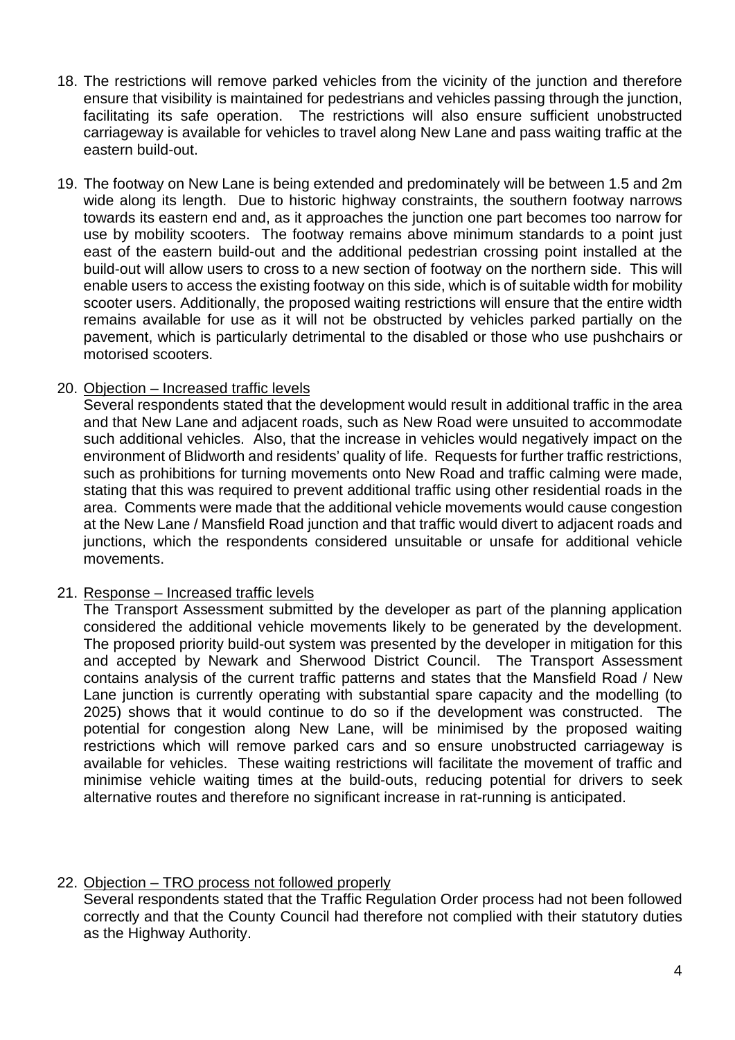18. The restrictions will remove parked vehicles from the vicinity of the junction and therefore ensure that visibility is maintained for pedestrians and vehicles passing through the junction, facilitating its safe operation. The restrictions will also ensure sufficient unobstructed carriageway is available for vehicles to travel along New Lane and pass waiting traffic at the eastern build-out.

19. The footway on New Lane is being extended and predominately will be between 1.5 and 2m wide along its length. Due to historic highway constraints, the southern footway narrows towards its eastern end and, as it approaches the junction one part becomes too narrow for use by mobility scooters. The footway remains above minimum standards to a point just east of the eastern build-out and the additional pedestrian crossing point installed at the build-out will allow users to cross to a new section of footway on the northern side. This will enable users to access the existing footway on this side, which is of suitable width for mobility scooter users. Additionally, the proposed waiting restrictions will ensure that the entire width remains available for use as it will not be obstructed by vehicles parked partially on the pavement, which is particularly detrimental to the disabled or those who use pushchairs or motorised scooters.

20. <u>Objection – Increased traffic levels</u>
    Several respondents stated that the development would result in additional traffic in the area and that New Lane and adjacent roads, such as New Road were unsuited to accommodate such additional vehicles. Also, that the increase in vehicles would negatively impact on the environment of Blidworth and residents' quality of life. Requests for further traffic restrictions, such as prohibitions for turning movements onto New Road and traffic calming were made, stating that this was required to prevent additional traffic using other residential roads in the area. Comments were made that the additional vehicle movements would cause congestion at the New Lane / Mansfield Road junction and that traffic would divert to adjacent roads and junctions, which the respondents considered unsuitable or unsafe for additional vehicle movements.

21. <u>Response – Increased traffic levels</u>
    The Transport Assessment submitted by the developer as part of the planning application considered the additional vehicle movements likely to be generated by the development. The proposed priority build-out system was presented by the developer in mitigation for this and accepted by Newark and Sherwood District Council. The Transport Assessment contains analysis of the current traffic patterns and states that the Mansfield Road / New Lane junction is currently operating with substantial spare capacity and the modelling (to 2025) shows that it would continue to do so if the development was constructed. The potential for congestion along New Lane, will be minimised by the proposed waiting restrictions which will remove parked cars and so ensure unobstructed carriageway is available for vehicles. These waiting restrictions will facilitate the movement of traffic and minimise vehicle waiting times at the build-outs, reducing potential for drivers to seek alternative routes and therefore no significant increase in rat-running is anticipated.

22. <u>Objection – TRO process not followed properly</u>
    Several respondents stated that the Traffic Regulation Order process had not been followed correctly and that the County Council had therefore not complied with their statutory duties as the Highway Authority.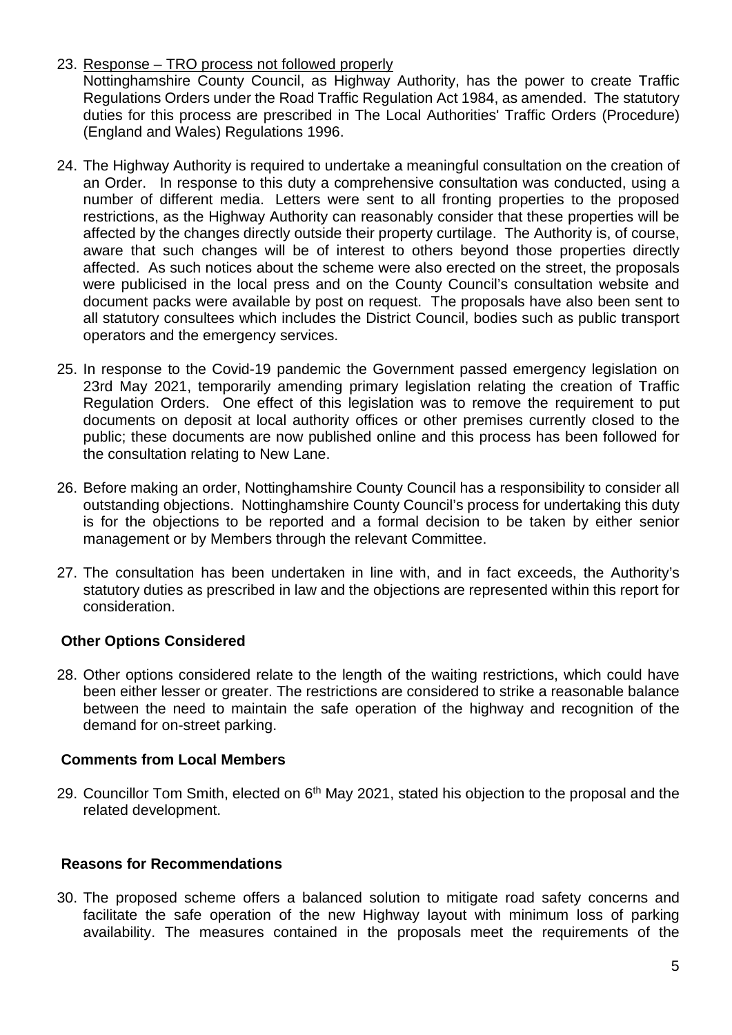23. Response – TRO process not followed properly
    Nottinghamshire County Council, as Highway Authority, has the power to create Traffic Regulations Orders under the Road Traffic Regulation Act 1984, as amended. The statutory duties for this process are prescribed in The Local Authorities' Traffic Orders (Procedure) (England and Wales) Regulations 1996.

24. The Highway Authority is required to undertake a meaningful consultation on the creation of an Order. In response to this duty a comprehensive consultation was conducted, using a number of different media. Letters were sent to all fronting properties to the proposed restrictions, as the Highway Authority can reasonably consider that these properties will be affected by the changes directly outside their property curtilage. The Authority is, of course, aware that such changes will be of interest to others beyond those properties directly affected. As such notices about the scheme were also erected on the street, the proposals were publicised in the local press and on the County Council's consultation website and document packs were available by post on request. The proposals have also been sent to all statutory consultees which includes the District Council, bodies such as public transport operators and the emergency services.

25. In response to the Covid-19 pandemic the Government passed emergency legislation on 23rd May 2021, temporarily amending primary legislation relating the creation of Traffic Regulation Orders. One effect of this legislation was to remove the requirement to put documents on deposit at local authority offices or other premises currently closed to the public; these documents are now published online and this process has been followed for the consultation relating to New Lane.

26. Before making an order, Nottinghamshire County Council has a responsibility to consider all outstanding objections. Nottinghamshire County Council's process for undertaking this duty is for the objections to be reported and a formal decision to be taken by either senior management or by Members through the relevant Committee.

27. The consultation has been undertaken in line with, and in fact exceeds, the Authority's statutory duties as prescribed in law and the objections are represented within this report for consideration.

**Other Options Considered**

28. Other options considered relate to the length of the waiting restrictions, which could have been either lesser or greater. The restrictions are considered to strike a reasonable balance between the need to maintain the safe operation of the highway and recognition of the demand for on-street parking.

**Comments from Local Members**

29. Councillor Tom Smith, elected on 6th May 2021, stated his objection to the proposal and the related development.

**Reasons for Recommendations**

30. The proposed scheme offers a balanced solution to mitigate road safety concerns and facilitate the safe operation of the new Highway layout with minimum loss of parking availability. The measures contained in the proposals meet the requirements of the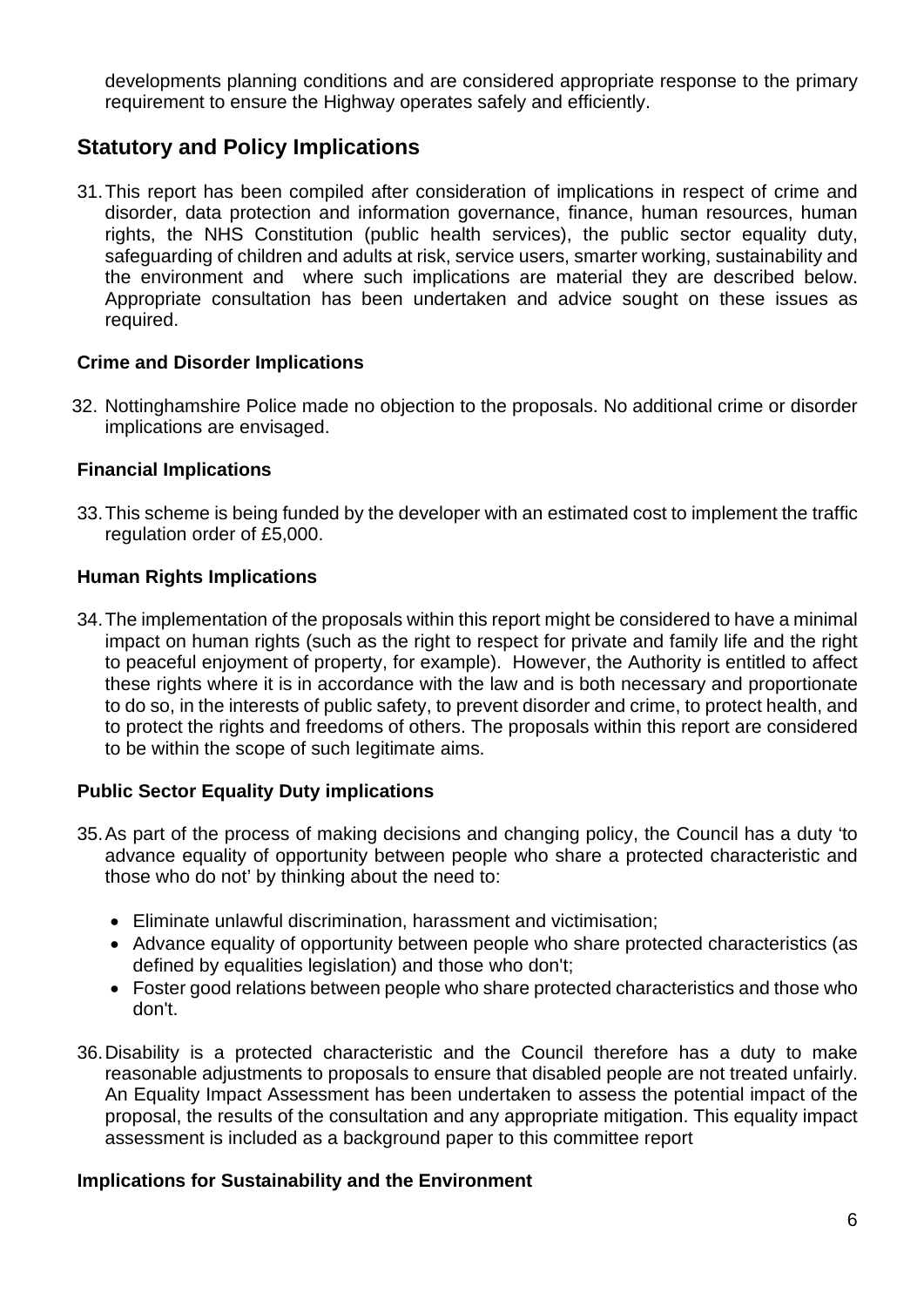developments planning conditions and are considered appropriate response to the primary requirement to ensure the Highway operates safely and efficiently.

## Statutory and Policy Implications

31. This report has been compiled after consideration of implications in respect of crime and disorder, data protection and information governance, finance, human resources, human rights, the NHS Constitution (public health services), the public sector equality duty, safeguarding of children and adults at risk, service users, smarter working, sustainability and the environment and where such implications are material they are described below. Appropriate consultation has been undertaken and advice sought on these issues as required.

### Crime and Disorder Implications

32. Nottinghamshire Police made no objection to the proposals. No additional crime or disorder implications are envisaged.

### Financial Implications

33. This scheme is being funded by the developer with an estimated cost to implement the traffic regulation order of £5,000.

### Human Rights Implications

34. The implementation of the proposals within this report might be considered to have a minimal impact on human rights (such as the right to respect for private and family life and the right to peaceful enjoyment of property, for example). However, the Authority is entitled to affect these rights where it is in accordance with the law and is both necessary and proportionate to do so, in the interests of public safety, to prevent disorder and crime, to protect health, and to protect the rights and freedoms of others. The proposals within this report are considered to be within the scope of such legitimate aims.

### Public Sector Equality Duty implications

35. As part of the process of making decisions and changing policy, the Council has a duty 'to advance equality of opportunity between people who share a protected characteristic and those who do not' by thinking about the need to:

    - Eliminate unlawful discrimination, harassment and victimisation;
    - Advance equality of opportunity between people who share protected characteristics (as defined by equalities legislation) and those who don't;
    - Foster good relations between people who share protected characteristics and those who don't.

36. Disability is a protected characteristic and the Council therefore has a duty to make reasonable adjustments to proposals to ensure that disabled people are not treated unfairly. An Equality Impact Assessment has been undertaken to assess the potential impact of the proposal, the results of the consultation and any appropriate mitigation. This equality impact assessment is included as a background paper to this committee report

### Implications for Sustainability and the Environment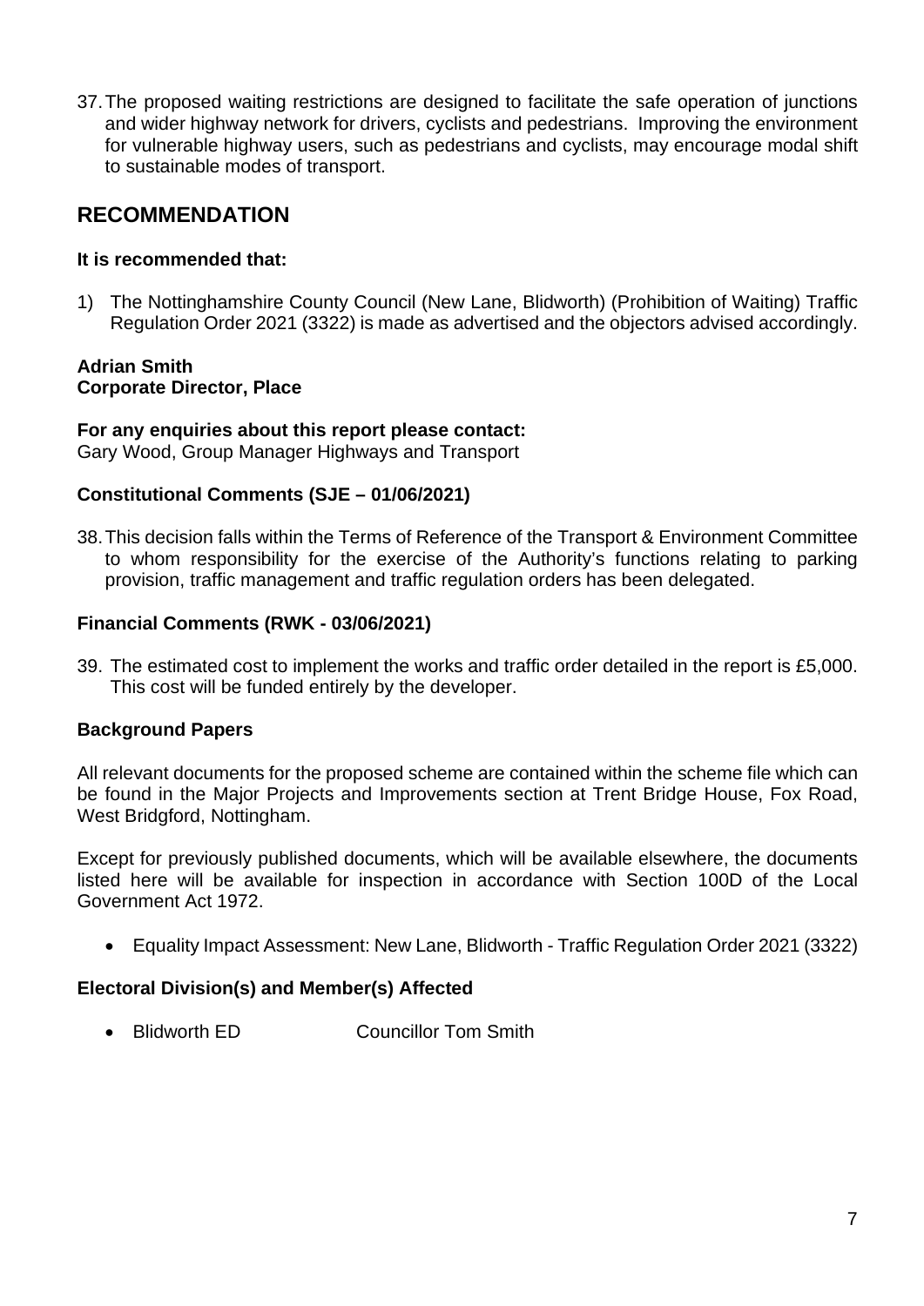37. The proposed waiting restrictions are designed to facilitate the safe operation of junctions and wider highway network for drivers, cyclists and pedestrians. Improving the environment for vulnerable highway users, such as pedestrians and cyclists, may encourage modal shift to sustainable modes of transport.

## RECOMMENDATION

**It is recommended that:**

1) The Nottinghamshire County Council (New Lane, Blidworth) (Prohibition of Waiting) Traffic Regulation Order 2021 (3322) is made as advertised and the objectors advised accordingly.

**Adrian Smith**
**Corporate Director, Place**

**For any enquiries about this report please contact:**
Gary Wood, Group Manager Highways and Transport

### Constitutional Comments (SJE – 01/06/2021)

38. This decision falls within the Terms of Reference of the Transport & Environment Committee to whom responsibility for the exercise of the Authority's functions relating to parking provision, traffic management and traffic regulation orders has been delegated.

### Financial Comments (RWK - 03/06/2021)

39. The estimated cost to implement the works and traffic order detailed in the report is £5,000. This cost will be funded entirely by the developer.

### Background Papers

All relevant documents for the proposed scheme are contained within the scheme file which can be found in the Major Projects and Improvements section at Trent Bridge House, Fox Road, West Bridgford, Nottingham.

Except for previously published documents, which will be available elsewhere, the documents listed here will be available for inspection in accordance with Section 100D of the Local Government Act 1972.

- Equality Impact Assessment: New Lane, Blidworth - Traffic Regulation Order 2021 (3322)

### Electoral Division(s) and Member(s) Affected

- Blidworth ED Councillor Tom Smith